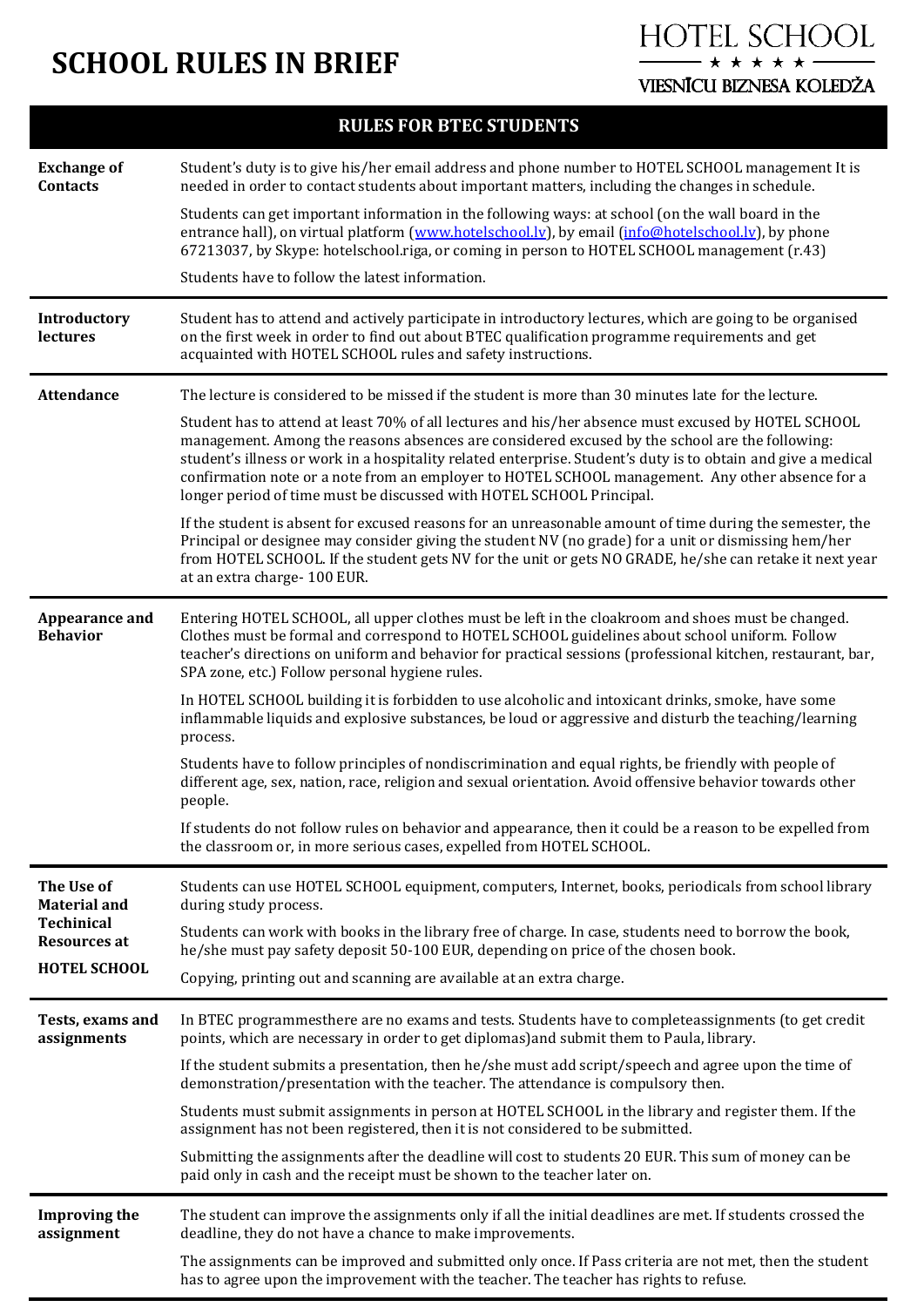# SCHOOL RULES IN BRIEF

HOTEL SCHOOL
★ ★ ★ ★ ★
VIESNĪCU BIZNESA KOLEDŽA

## RULES FOR BTEC STUDENTS

| | |
|---|---|
| **Exchange of Contacts** | Student's duty is to give his/her email address and phone number to HOTEL SCHOOL management It is needed in order to contact students about important matters, including the changes in schedule.<br><br>Students can get important information in the following ways: at school (on the wall board in the entrance hall), on virtual platform (www.hotelschool.lv), by email (info@hotelschool.lv), by phone 67213037, by Skype: hotelschool.riga, or coming in person to HOTEL SCHOOL management (r.43)<br><br>Students have to follow the latest information. |
| **Introductory lectures** | Student has to attend and actively participate in introductory lectures, which are going to be organised on the first week in order to find out about BTEC qualification programme requirements and get acquainted with HOTEL SCHOOL rules and safety instructions. |
| **Attendance** | The lecture is considered to be missed if the student is more than 30 minutes late for the lecture.<br><br>Student has to attend at least 70% of all lectures and his/her absence must excused by HOTEL SCHOOL management. Among the reasons absences are considered excused by the school are the following: student's illness or work in a hospitality related enterprise. Student's duty is to obtain and give a medical confirmation note or a note from an employer to HOTEL SCHOOL management. Any other absence for a longer period of time must be discussed with HOTEL SCHOOL Principal.<br><br>If the student is absent for excused reasons for an unreasonable amount of time during the semester, the Principal or designee may consider giving the student NV (no grade) for a unit or dismissing hem/her from HOTEL SCHOOL. If the student gets NV for the unit or gets NO GRADE, he/she can retake it next year at an extra charge- 100 EUR. |
| **Appearance and Behavior** | Entering HOTEL SCHOOL, all upper clothes must be left in the cloakroom and shoes must be changed. Clothes must be formal and correspond to HOTEL SCHOOL guidelines about school uniform. Follow teacher's directions on uniform and behavior for practical sessions (professional kitchen, restaurant, bar, SPA zone, etc.) Follow personal hygiene rules.<br><br>In HOTEL SCHOOL building it is forbidden to use alcoholic and intoxicant drinks, smoke, have some inflammable liquids and explosive substances, be loud or aggressive and disturb the teaching/learning process.<br><br>Students have to follow principles of nondiscrimination and equal rights, be friendly with people of different age, sex, nation, race, religion and sexual orientation. Avoid offensive behavior towards other people.<br><br>If students do not follow rules on behavior and appearance, then it could be a reason to be expelled from the classroom or, in more serious cases, expelled from HOTEL SCHOOL. |
| **The Use of Material and Techinical Resources at HOTEL SCHOOL** | Students can use HOTEL SCHOOL equipment, computers, Internet, books, periodicals from school library during study process.<br><br>Students can work with books in the library free of charge. In case, students need to borrow the book, he/she must pay safety deposit 50-100 EUR, depending on price of the chosen book.<br><br>Copying, printing out and scanning are available at an extra charge. |
| **Tests, exams and assignments** | In BTEC programmesthere are no exams and tests. Students have to completeassignments (to get credit points, which are necessary in order to get diplomas)and submit them to Paula, library.<br><br>If the student submits a presentation, then he/she must add script/speech and agree upon the time of demonstration/presentation with the teacher. The attendance is compulsory then.<br><br>Students must submit assignments in person at HOTEL SCHOOL in the library and register them. If the assignment has not been registered, then it is not considered to be submitted.<br><br>Submitting the assignments after the deadline will cost to students 20 EUR. This sum of money can be paid only in cash and the receipt must be shown to the teacher later on. |
| **Improving the assignment** | The student can improve the assignments only if all the initial deadlines are met. If students crossed the deadline, they do not have a chance to make improvements.<br><br>The assignments can be improved and submitted only once. If Pass criteria are not met, then the student has to agree upon the improvement with the teacher. The teacher has rights to refuse. |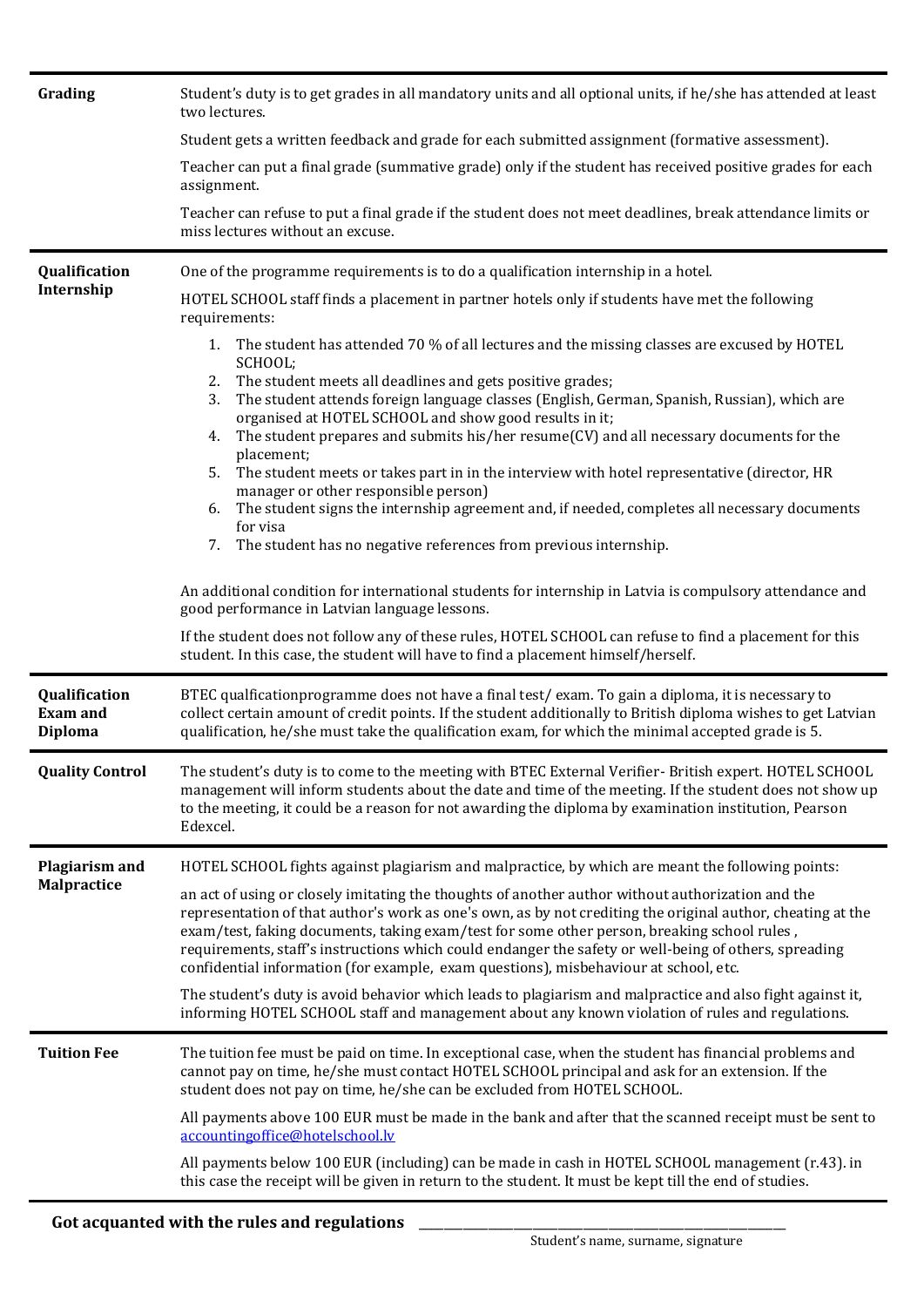| | |
|---|---|
| **Grading** | Student's duty is to get grades in all mandatory units and all optional units, if he/she has attended at least two lectures.<br><br>Student gets a written feedback and grade for each submitted assignment (formative assessment).<br><br>Teacher can put a final grade (summative grade) only if the student has received positive grades for each assignment.<br><br>Teacher can refuse to put a final grade if the student does not meet deadlines, break attendance limits or miss lectures without an excuse. |
| **Qualification Internship** | One of the programme requirements is to do a qualification internship in a hotel.<br><br>HOTEL SCHOOL staff finds a placement in partner hotels only if students have met the following requirements:<br><br>1. The student has attended 70 % of all lectures and the missing classes are excused by HOTEL SCHOOL;<br>2. The student meets all deadlines and gets positive grades;<br>3. The student attends foreign language classes (English, German, Spanish, Russian), which are organised at HOTEL SCHOOL and show good results in it;<br>4. The student prepares and submits his/her resume(CV) and all necessary documents for the placement;<br>5. The student meets or takes part in in the interview with hotel representative (director, HR manager or other responsible person)<br>6. The student signs the internship agreement and, if needed, completes all necessary documents for visa<br>7. The student has no negative references from previous internship.<br><br>An additional condition for international students for internship in Latvia is compulsory attendance and good performance in Latvian language lessons.<br><br>If the student does not follow any of these rules, HOTEL SCHOOL can refuse to find a placement for this student. In this case, the student will have to find a placement himself/herself. |
| **Qualification Exam and Diploma** | BTEC qualficationprogramme does not have a final test/ exam. To gain a diploma, it is necessary to collect certain amount of credit points. If the student additionally to British diploma wishes to get Latvian qualification, he/she must take the qualification exam, for which the minimal accepted grade is 5. |
| **Quality Control** | The student's duty is to come to the meeting with BTEC External Verifier- British expert. HOTEL SCHOOL management will inform students about the date and time of the meeting. If the student does not show up to the meeting, it could be a reason for not awarding the diploma by examination institution, Pearson Edexcel. |
| **Plagiarism and Malpractice** | HOTEL SCHOOL fights against plagiarism and malpractice, by which are meant the following points:<br><br>an act of using or closely imitating the thoughts of another author without authorization and the representation of that author's work as one's own, as by not crediting the original author, cheating at the exam/test, faking documents, taking exam/test for some other person, breaking school rules , requirements, staff's instructions which could endanger the safety or well-being of others, spreading confidential information (for example, exam questions), misbehaviour at school, etc.<br><br>The student's duty is avoid behavior which leads to plagiarism and malpractice and also fight against it, informing HOTEL SCHOOL staff and management about any known violation of rules and regulations. |
| **Tuition Fee** | The tuition fee must be paid on time. In exceptional case, when the student has financial problems and cannot pay on time, he/she must contact HOTEL SCHOOL principal and ask for an extension. If the student does not pay on time, he/she can be excluded from HOTEL SCHOOL.<br><br>All payments above 100 EUR must be made in the bank and after that the scanned receipt must be sent to accountingoffice@hotelschool.lv<br><br>All payments below 100 EUR (including) can be made in cash in HOTEL SCHOOL management (r.43). in this case the receipt will be given in return to the student. It must be kept till the end of studies. |

**Got acquanted with the rules and regulations** ______________________________

Student's name, surname, signature